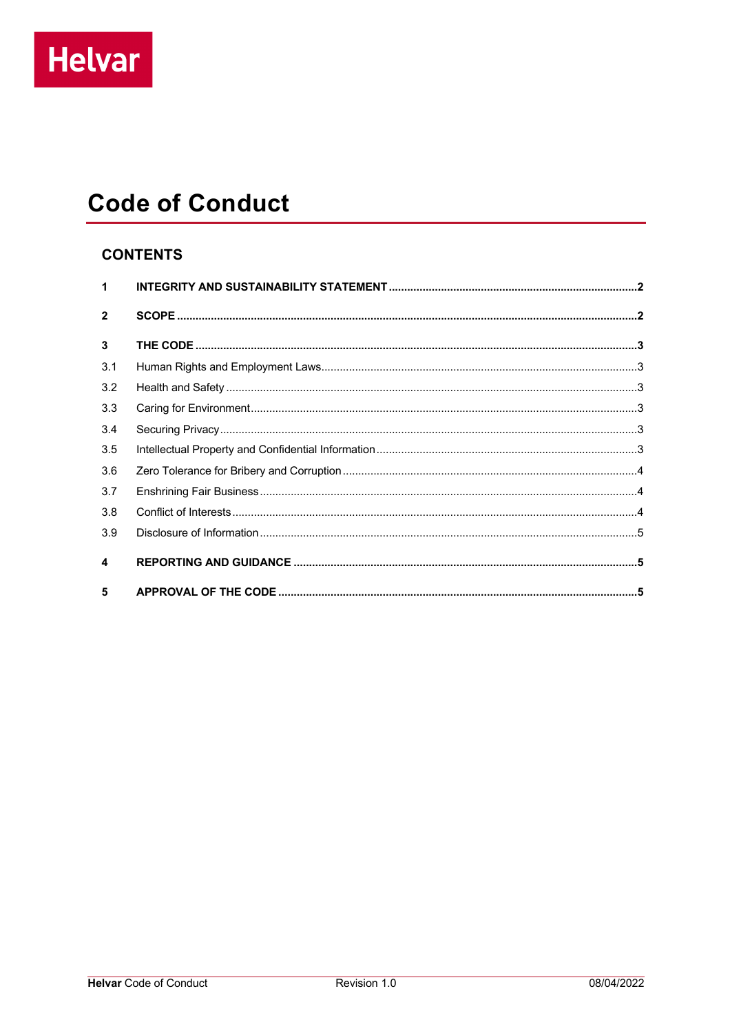Helvar

# Code of Conduct

## CONTENTS

1 INTEGRITY AND SUSTAINABILITY STATEMENT ..... 2

2 SCOPE ..... 2

3 THE CODE ..... 3

3.1 Human Rights and Employment Laws ..... 3

3.2 Health and Safety ..... 3

3.3 Caring for Environment ..... 3

3.4 Securing Privacy ..... 3

3.5 Intellectual Property and Confidential Information ..... 3

3.6 Zero Tolerance for Bribery and Corruption ..... 4

3.7 Enshrining Fair Business ..... 4

3.8 Conflict of Interests ..... 4

3.9 Disclosure of Information ..... 5

4 REPORTING AND GUIDANCE ..... 5

5 APPROVAL OF THE CODE ..... 5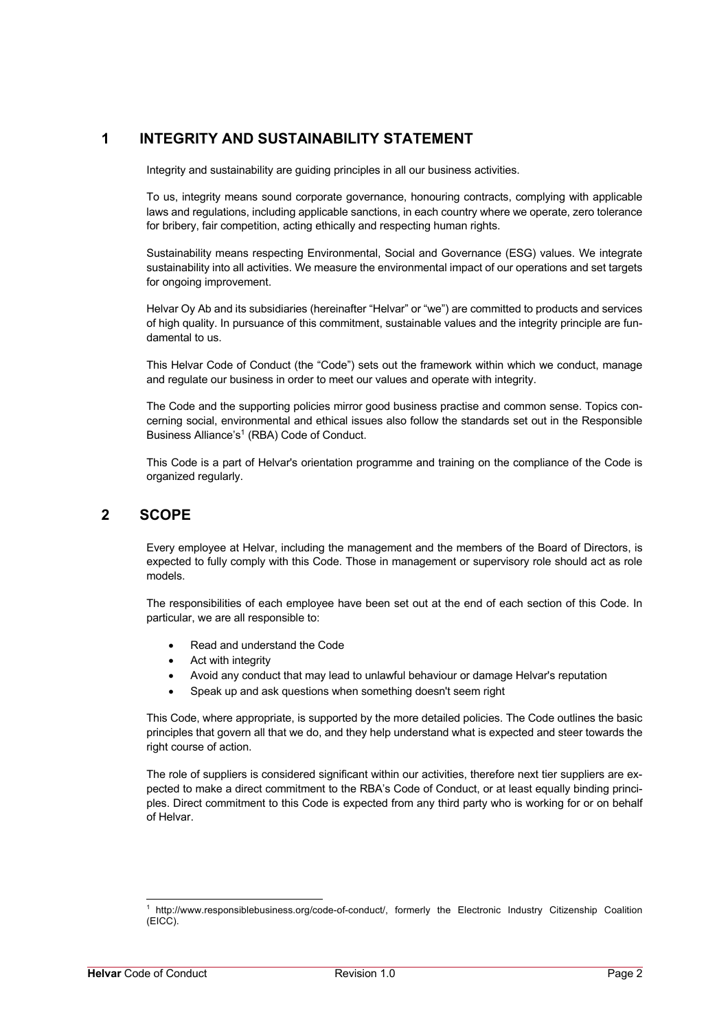# 1 INTEGRITY AND SUSTAINABILITY STATEMENT

Integrity and sustainability are guiding principles in all our business activities.

To us, integrity means sound corporate governance, honouring contracts, complying with applicable laws and regulations, including applicable sanctions, in each country where we operate, zero tolerance for bribery, fair competition, acting ethically and respecting human rights.

Sustainability means respecting Environmental, Social and Governance (ESG) values. We integrate sustainability into all activities. We measure the environmental impact of our operations and set targets for ongoing improvement.

Helvar Oy Ab and its subsidiaries (hereinafter "Helvar" or "we") are committed to products and services of high quality. In pursuance of this commitment, sustainable values and the integrity principle are fundamental to us.

This Helvar Code of Conduct (the "Code") sets out the framework within which we conduct, manage and regulate our business in order to meet our values and operate with integrity.

The Code and the supporting policies mirror good business practise and common sense. Topics concerning social, environmental and ethical issues also follow the standards set out in the Responsible Business Alliance's[1] (RBA) Code of Conduct.

This Code is a part of Helvar's orientation programme and training on the compliance of the Code is organized regularly.

# 2 SCOPE

Every employee at Helvar, including the management and the members of the Board of Directors, is expected to fully comply with this Code. Those in management or supervisory role should act as role models.

The responsibilities of each employee have been set out at the end of each section of this Code. In particular, we are all responsible to:

- Read and understand the Code
- Act with integrity
- Avoid any conduct that may lead to unlawful behaviour or damage Helvar's reputation
- Speak up and ask questions when something doesn't seem right

This Code, where appropriate, is supported by the more detailed policies. The Code outlines the basic principles that govern all that we do, and they help understand what is expected and steer towards the right course of action.

The role of suppliers is considered significant within our activities, therefore next tier suppliers are expected to make a direct commitment to the RBA's Code of Conduct, or at least equally binding principles. Direct commitment to this Code is expected from any third party who is working for or on behalf of Helvar.

[1] http://www.responsiblebusiness.org/code-of-conduct/, formerly the Electronic Industry Citizenship Coalition (EICC).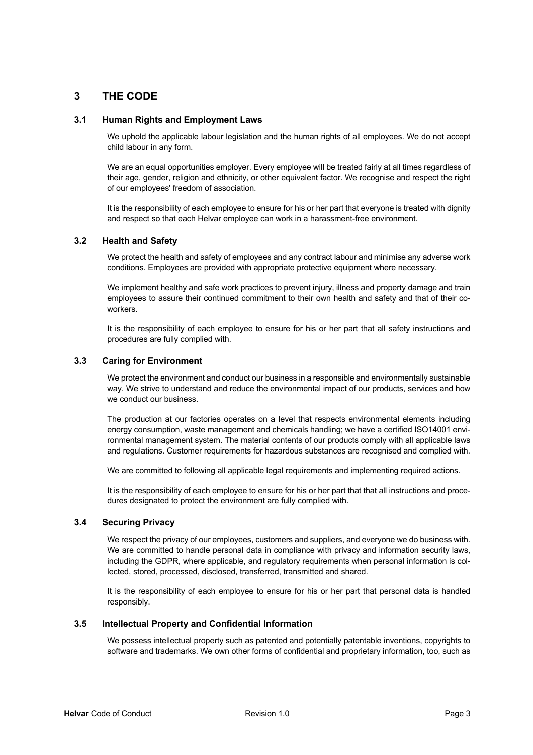# 3 THE CODE

## 3.1 Human Rights and Employment Laws

We uphold the applicable labour legislation and the human rights of all employees. We do not accept child labour in any form.

We are an equal opportunities employer. Every employee will be treated fairly at all times regardless of their age, gender, religion and ethnicity, or other equivalent factor. We recognise and respect the right of our employees' freedom of association.

It is the responsibility of each employee to ensure for his or her part that everyone is treated with dignity and respect so that each Helvar employee can work in a harassment-free environment.

## 3.2 Health and Safety

We protect the health and safety of employees and any contract labour and minimise any adverse work conditions. Employees are provided with appropriate protective equipment where necessary.

We implement healthy and safe work practices to prevent injury, illness and property damage and train employees to assure their continued commitment to their own health and safety and that of their co-workers.

It is the responsibility of each employee to ensure for his or her part that all safety instructions and procedures are fully complied with.

## 3.3 Caring for Environment

We protect the environment and conduct our business in a responsible and environmentally sustainable way. We strive to understand and reduce the environmental impact of our products, services and how we conduct our business.

The production at our factories operates on a level that respects environmental elements including energy consumption, waste management and chemicals handling; we have a certified ISO14001 environmental management system. The material contents of our products comply with all applicable laws and regulations. Customer requirements for hazardous substances are recognised and complied with.

We are committed to following all applicable legal requirements and implementing required actions.

It is the responsibility of each employee to ensure for his or her part that that all instructions and procedures designated to protect the environment are fully complied with.

## 3.4 Securing Privacy

We respect the privacy of our employees, customers and suppliers, and everyone we do business with. We are committed to handle personal data in compliance with privacy and information security laws, including the GDPR, where applicable, and regulatory requirements when personal information is collected, stored, processed, disclosed, transferred, transmitted and shared.

It is the responsibility of each employee to ensure for his or her part that personal data is handled responsibly.

## 3.5 Intellectual Property and Confidential Information

We possess intellectual property such as patented and potentially patentable inventions, copyrights to software and trademarks. We own other forms of confidential and proprietary information, too, such as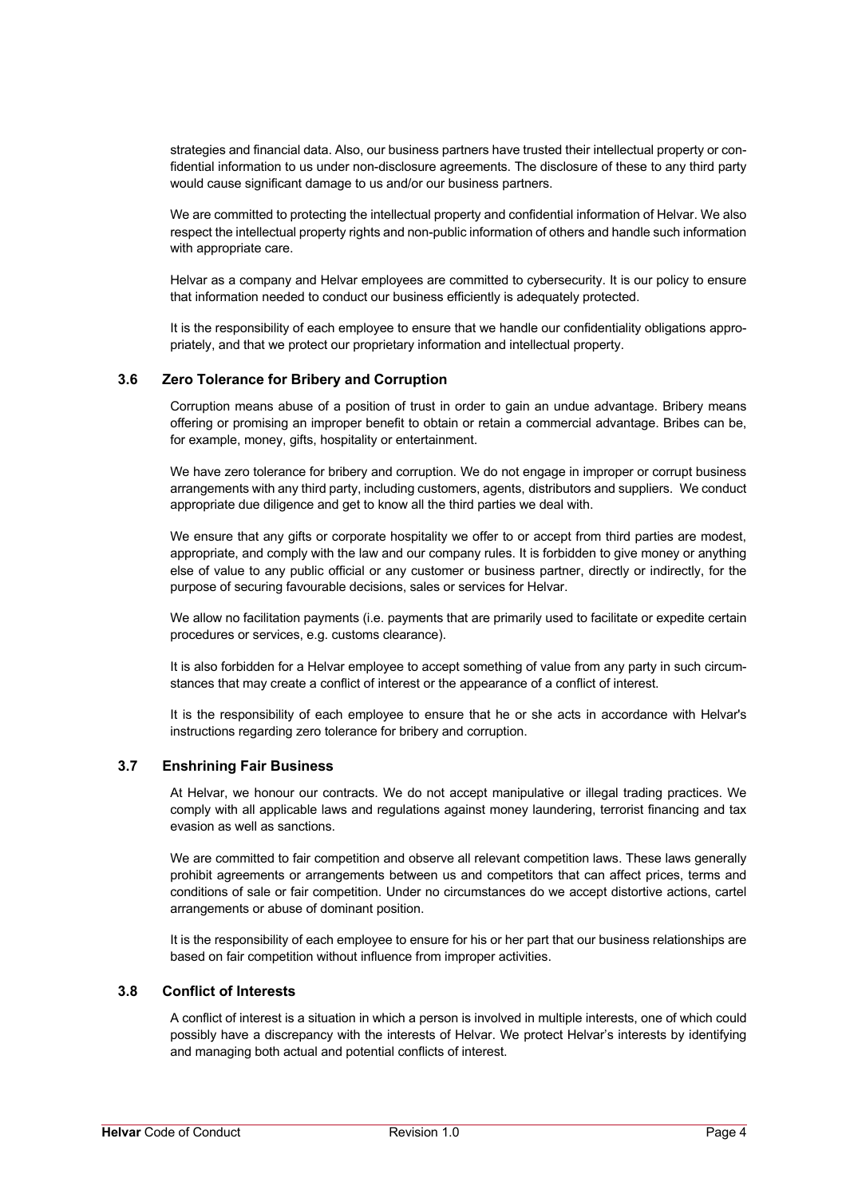strategies and financial data. Also, our business partners have trusted their intellectual property or confidential information to us under non-disclosure agreements. The disclosure of these to any third party would cause significant damage to us and/or our business partners.

We are committed to protecting the intellectual property and confidential information of Helvar. We also respect the intellectual property rights and non-public information of others and handle such information with appropriate care.

Helvar as a company and Helvar employees are committed to cybersecurity. It is our policy to ensure that information needed to conduct our business efficiently is adequately protected.

It is the responsibility of each employee to ensure that we handle our confidentiality obligations appropriately, and that we protect our proprietary information and intellectual property.

### 3.6 Zero Tolerance for Bribery and Corruption

Corruption means abuse of a position of trust in order to gain an undue advantage. Bribery means offering or promising an improper benefit to obtain or retain a commercial advantage. Bribes can be, for example, money, gifts, hospitality or entertainment.

We have zero tolerance for bribery and corruption. We do not engage in improper or corrupt business arrangements with any third party, including customers, agents, distributors and suppliers. We conduct appropriate due diligence and get to know all the third parties we deal with.

We ensure that any gifts or corporate hospitality we offer to or accept from third parties are modest, appropriate, and comply with the law and our company rules. It is forbidden to give money or anything else of value to any public official or any customer or business partner, directly or indirectly, for the purpose of securing favourable decisions, sales or services for Helvar.

We allow no facilitation payments (i.e. payments that are primarily used to facilitate or expedite certain procedures or services, e.g. customs clearance).

It is also forbidden for a Helvar employee to accept something of value from any party in such circumstances that may create a conflict of interest or the appearance of a conflict of interest.

It is the responsibility of each employee to ensure that he or she acts in accordance with Helvar's instructions regarding zero tolerance for bribery and corruption.

### 3.7 Enshrining Fair Business

At Helvar, we honour our contracts. We do not accept manipulative or illegal trading practices. We comply with all applicable laws and regulations against money laundering, terrorist financing and tax evasion as well as sanctions.

We are committed to fair competition and observe all relevant competition laws. These laws generally prohibit agreements or arrangements between us and competitors that can affect prices, terms and conditions of sale or fair competition. Under no circumstances do we accept distortive actions, cartel arrangements or abuse of dominant position.

It is the responsibility of each employee to ensure for his or her part that our business relationships are based on fair competition without influence from improper activities.

### 3.8 Conflict of Interests

A conflict of interest is a situation in which a person is involved in multiple interests, one of which could possibly have a discrepancy with the interests of Helvar. We protect Helvar's interests by identifying and managing both actual and potential conflicts of interest.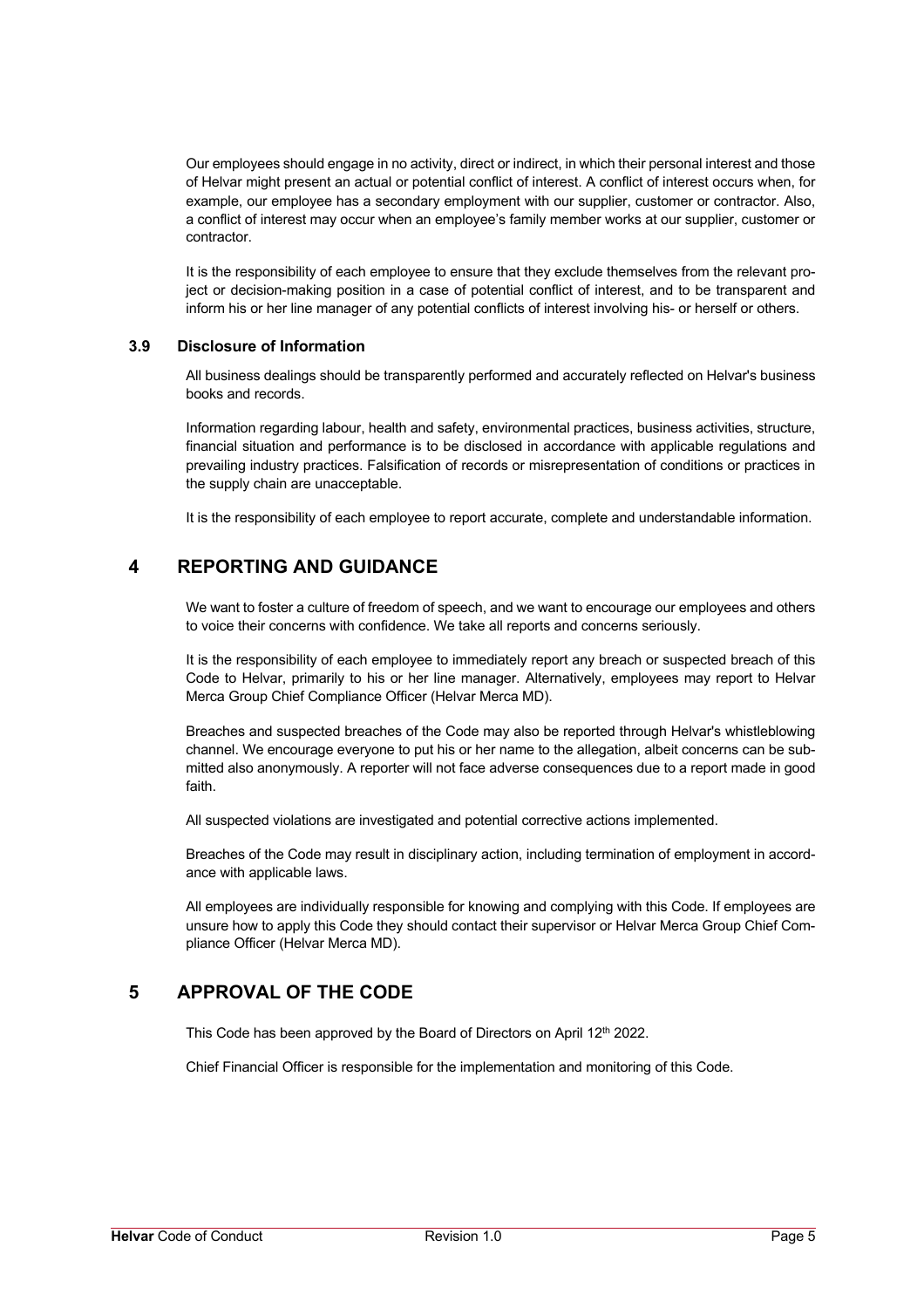Our employees should engage in no activity, direct or indirect, in which their personal interest and those of Helvar might present an actual or potential conflict of interest. A conflict of interest occurs when, for example, our employee has a secondary employment with our supplier, customer or contractor. Also, a conflict of interest may occur when an employee's family member works at our supplier, customer or contractor.

It is the responsibility of each employee to ensure that they exclude themselves from the relevant project or decision-making position in a case of potential conflict of interest, and to be transparent and inform his or her line manager of any potential conflicts of interest involving his- or herself or others.

### 3.9 Disclosure of Information

All business dealings should be transparently performed and accurately reflected on Helvar's business books and records.

Information regarding labour, health and safety, environmental practices, business activities, structure, financial situation and performance is to be disclosed in accordance with applicable regulations and prevailing industry practices. Falsification of records or misrepresentation of conditions or practices in the supply chain are unacceptable.

It is the responsibility of each employee to report accurate, complete and understandable information.

## 4 REPORTING AND GUIDANCE

We want to foster a culture of freedom of speech, and we want to encourage our employees and others to voice their concerns with confidence. We take all reports and concerns seriously.

It is the responsibility of each employee to immediately report any breach or suspected breach of this Code to Helvar, primarily to his or her line manager. Alternatively, employees may report to Helvar Merca Group Chief Compliance Officer (Helvar Merca MD).

Breaches and suspected breaches of the Code may also be reported through Helvar's whistleblowing channel. We encourage everyone to put his or her name to the allegation, albeit concerns can be submitted also anonymously. A reporter will not face adverse consequences due to a report made in good faith.

All suspected violations are investigated and potential corrective actions implemented.

Breaches of the Code may result in disciplinary action, including termination of employment in accordance with applicable laws.

All employees are individually responsible for knowing and complying with this Code. If employees are unsure how to apply this Code they should contact their supervisor or Helvar Merca Group Chief Compliance Officer (Helvar Merca MD).

## 5 APPROVAL OF THE CODE

This Code has been approved by the Board of Directors on April 12th 2022.

Chief Financial Officer is responsible for the implementation and monitoring of this Code.